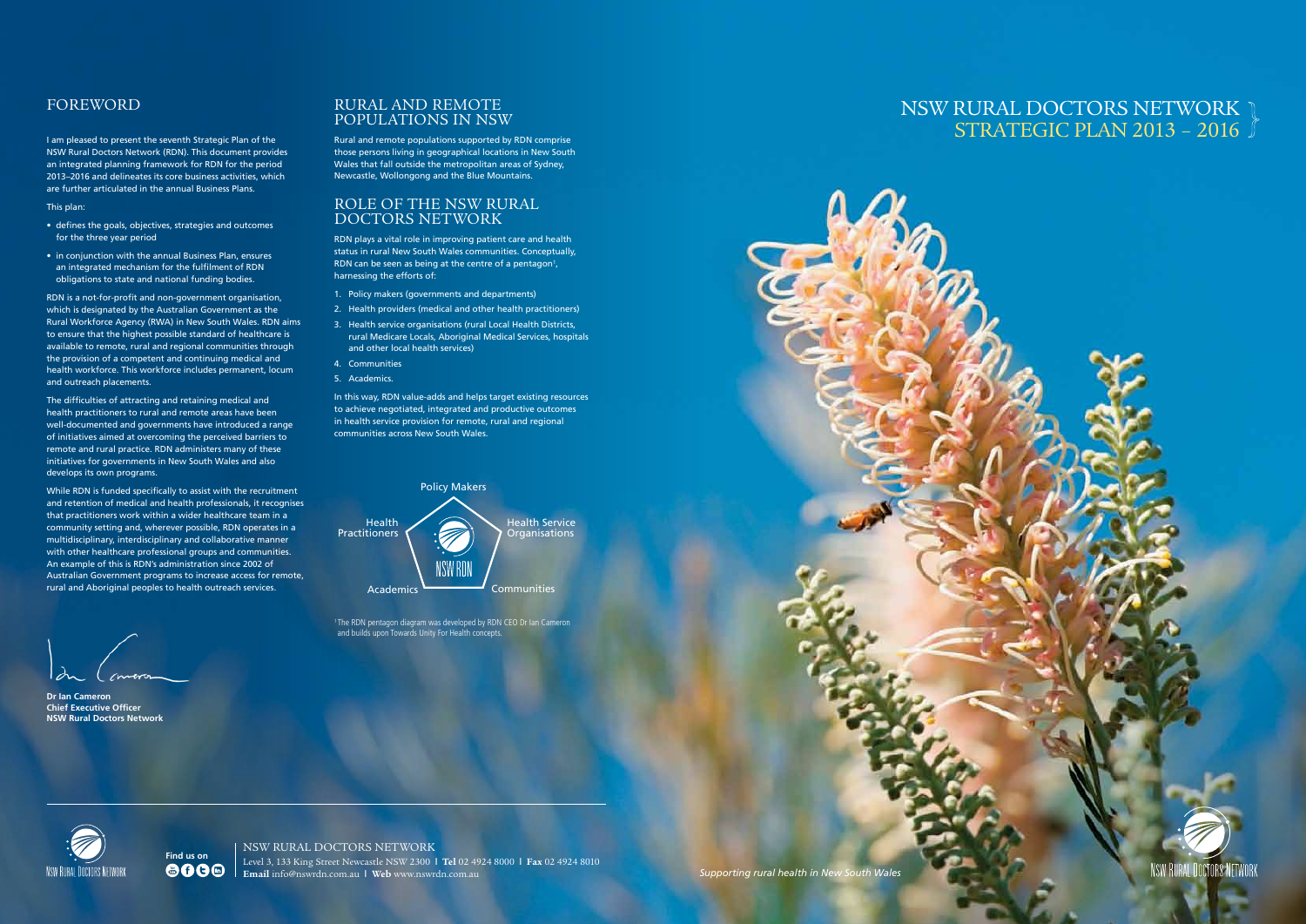# NSW RURAL DOCTORS NETWORK
# STRATEGIC PLAN 2013 – 2016

## FOREWORD

I am pleased to present the seventh Strategic Plan of the NSW Rural Doctors Network (RDN). This document provides an integrated planning framework for RDN for the period 2013–2016 and delineates its core business activities, which are further articulated in the annual Business Plans.

This plan:

- defines the goals, objectives, strategies and outcomes for the three year period
- in conjunction with the annual Business Plan, ensures an integrated mechanism for the fulfilment of RDN obligations to state and national funding bodies.

RDN is a not-for-profit and non-government organisation, which is designated by the Australian Government as the Rural Workforce Agency (RWA) in New South Wales. RDN aims to ensure that the highest possible standard of healthcare is available to remote, rural and regional communities through the provision of a competent and continuing medical and health workforce. This workforce includes permanent, locum and outreach placements.

The difficulties of attracting and retaining medical and health practitioners to rural and remote areas have been well-documented and governments have introduced a range of initiatives aimed at overcoming the perceived barriers to remote and rural practice. RDN administers many of these initiatives for governments in New South Wales and also develops its own programs.

While RDN is funded specifically to assist with the recruitment and retention of medical and health professionals, it recognises that practitioners work within a wider healthcare team in a community setting and, wherever possible, RDN operates in a multidisciplinary, interdisciplinary and collaborative manner with other healthcare professional groups and communities. An example of this is RDN's administration since 2002 of Australian Government programs to increase access for remote, rural and Aboriginal peoples to health outreach services.

**Dr Ian Cameron**
**Chief Executive Officer**
**NSW Rural Doctors Network**

## RURAL AND REMOTE POPULATIONS IN NSW

Rural and remote populations supported by RDN comprise those persons living in geographical locations in New South Wales that fall outside the metropolitan areas of Sydney, Newcastle, Wollongong and the Blue Mountains.

## ROLE OF THE NSW RURAL DOCTORS NETWORK

RDN plays a vital role in improving patient care and health status in rural New South Wales communities. Conceptually, RDN can be seen as being at the centre of a pentagon[1], harnessing the efforts of:

1. Policy makers (governments and departments)
2. Health providers (medical and other health practitioners)
3. Health service organisations (rural Local Health Districts, rural Medicare Locals, Aboriginal Medical Services, hospitals and other local health services)
4. Communities
5. Academics.

In this way, RDN value-adds and helps target existing resources to achieve negotiated, integrated and productive outcomes in health service provision for remote, rural and regional communities across New South Wales.

Policy Makers
Health Practitioners
Health Service Organisations
NSW RDN
Academics
Communities

[1] The RDN pentagon diagram was developed by RDN CEO Dr Ian Cameron and builds upon Towards Unity For Health concepts.

NSW RURAL DOCTORS NETWORK
Level 3, 133 King Street Newcastle NSW 2300 | **Tel** 02 4924 8000 | **Fax** 02 4924 8010
**Email** info@nswrdn.com.au | **Web** www.nswrdn.com.au

Find us on

*Supporting rural health in New South Wales*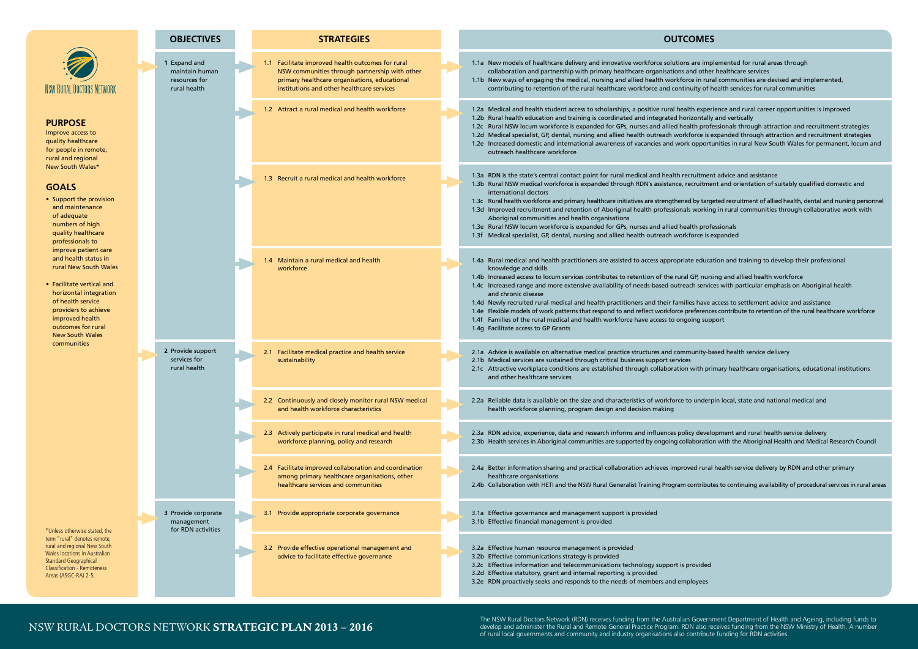NSW RURAL DOCTORS NETWORK

## PURPOSE

Improve access to quality healthcare for people in remote, rural and regional New South Wales*

## GOALS

- Support the provision and maintenance of adequate numbers of high quality healthcare professionals to improve patient care and health status in rural New South Wales
- Facilitate vertical and horizontal integration of health service providers to achieve improved health outcomes for rural New South Wales communities

*Unless otherwise stated, the term "rural" denotes remote, rural and regional New South Wales locations in Australian Standard Geographical Classification - Remoteness Areas (ASGC-RA) 2-5.

| OBJECTIVES | STRATEGIES | OUTCOMES |
| --- | --- | --- |
| 1 Expand and maintain human resources for rural health | 1.1 Facilitate improved health outcomes for rural NSW communities through partnership with other primary healthcare organisations, educational institutions and other healthcare services | 1.1a New models of healthcare delivery and innovative workforce solutions are implemented for rural areas through collaboration and partnership with primary healthcare organisations and other healthcare services<br>1.1b New ways of engaging the medical, nursing and allied health workforce in rural communities are devised and implemented, contributing to retention of the rural healthcare workforce and continuity of health services for rural communities |
| | 1.2 Attract a rural medical and health workforce | 1.2a Medical and health student access to scholarships, a positive rural health experience and rural career opportunities is improved<br>1.2b Rural health education and training is coordinated and integrated horizontally and vertically<br>1.2c Rural NSW locum workforce is expanded for GPs, nurses and allied health professionals through attraction and recruitment strategies<br>1.2d Medical specialist, GP, dental, nursing and allied health outreach workforce is expanded through attraction and recruitment strategies<br>1.2e Increased domestic and international awareness of vacancies and work opportunities in rural New South Wales for permanent, locum and outreach healthcare workforce |
| | 1.3 Recruit a rural medical and health workforce | 1.3a RDN is the state's central contact point for rural medical and health recruitment advice and assistance<br>1.3b Rural NSW medical workforce is expanded through RDN's assistance, recruitment and orientation of suitably qualified domestic and international doctors<br>1.3c Rural health workforce and primary healthcare initiatives are strengthened by targeted recruitment of allied health, dental and nursing personnel<br>1.3d Improved recruitment and retention of Aboriginal health professionals working in rural communities through collaborative work with Aboriginal communities and health organisations<br>1.3e Rural NSW locum workforce is expanded for GPs, nurses and allied health professionals<br>1.3f Medical specialist, GP, dental, nursing and allied health outreach workforce is expanded |
| | 1.4 Maintain a rural medical and health workforce | 1.4a Rural medical and health practitioners are assisted to access appropriate education and training to develop their professional knowledge and skills<br>1.4b Increased access to locum services contributes to retention of the rural GP, nursing and allied health workforce<br>1.4c Increased range and more extensive availability of needs-based outreach services with particular emphasis on Aboriginal health and chronic disease<br>1.4d Newly recruited rural medical and health practitioners and their families have access to settlement advice and assistance<br>1.4e Flexible models of work patterns that respond to and reflect workforce preferences contribute to retention of the rural healthcare workforce<br>1.4f Families of the rural medical and health workforce have access to ongoing support<br>1.4g Facilitate access to GP Grants |
| 2 Provide support services for rural health | 2.1 Facilitate medical practice and health service sustainability | 2.1a Advice is available on alternative medical practice structures and community-based health service delivery<br>2.1b Medical services are sustained through critical business support services<br>2.1c Attractive workplace conditions are established through collaboration with primary healthcare organisations, educational institutions and other healthcare services |
| | 2.2 Continuously and closely monitor rural NSW medical and health workforce characteristics | 2.2a Reliable data is available on the size and characteristics of workforce to underpin local, state and national medical and health workforce planning, program design and decision making |
| | 2.3 Actively participate in rural medical and health workforce planning, policy and research | 2.3a RDN advice, experience, data and research informs and influences policy development and rural health service delivery<br>2.3b Health services in Aboriginal communities are supported by ongoing collaboration with the Aboriginal Health and Medical Research Council |
| | 2.4 Facilitate improved collaboration and coordination among primary healthcare organisations, other healthcare services and communities | 2.4a Better information sharing and practical collaboration achieves improved rural health service delivery by RDN and other primary healthcare organisations<br>2.4b Collaboration with HETI and the NSW Rural Generalist Training Program contributes to continuing availability of procedural services in rural areas |
| 3 Provide corporate management for RDN activities | 3.1 Provide appropriate corporate governance | 3.1a Effective governance and management support is provided<br>3.1b Effective financial management is provided |
| | 3.2 Provide effective operational management and advice to facilitate effective governance | 3.2a Effective human resource management is provided<br>3.2b Effective communications strategy is provided<br>3.2c Effective information and telecommunications technology support is provided<br>3.2d Effective statutory, grant and internal reporting is provided<br>3.2e RDN proactively seeks and responds to the needs of members and employees |

NSW RURAL DOCTORS NETWORK **STRATEGIC PLAN 2013 – 2016**

The NSW Rural Doctors Network (RDN) receives funding from the Australian Government Department of Health and Ageing, including funds to develop and administer the Rural and Remote General Practice Program. RDN also receives funding from the NSW Ministry of Health. A number of rural local governments and community and industry organisations also contribute funding for RDN activities.